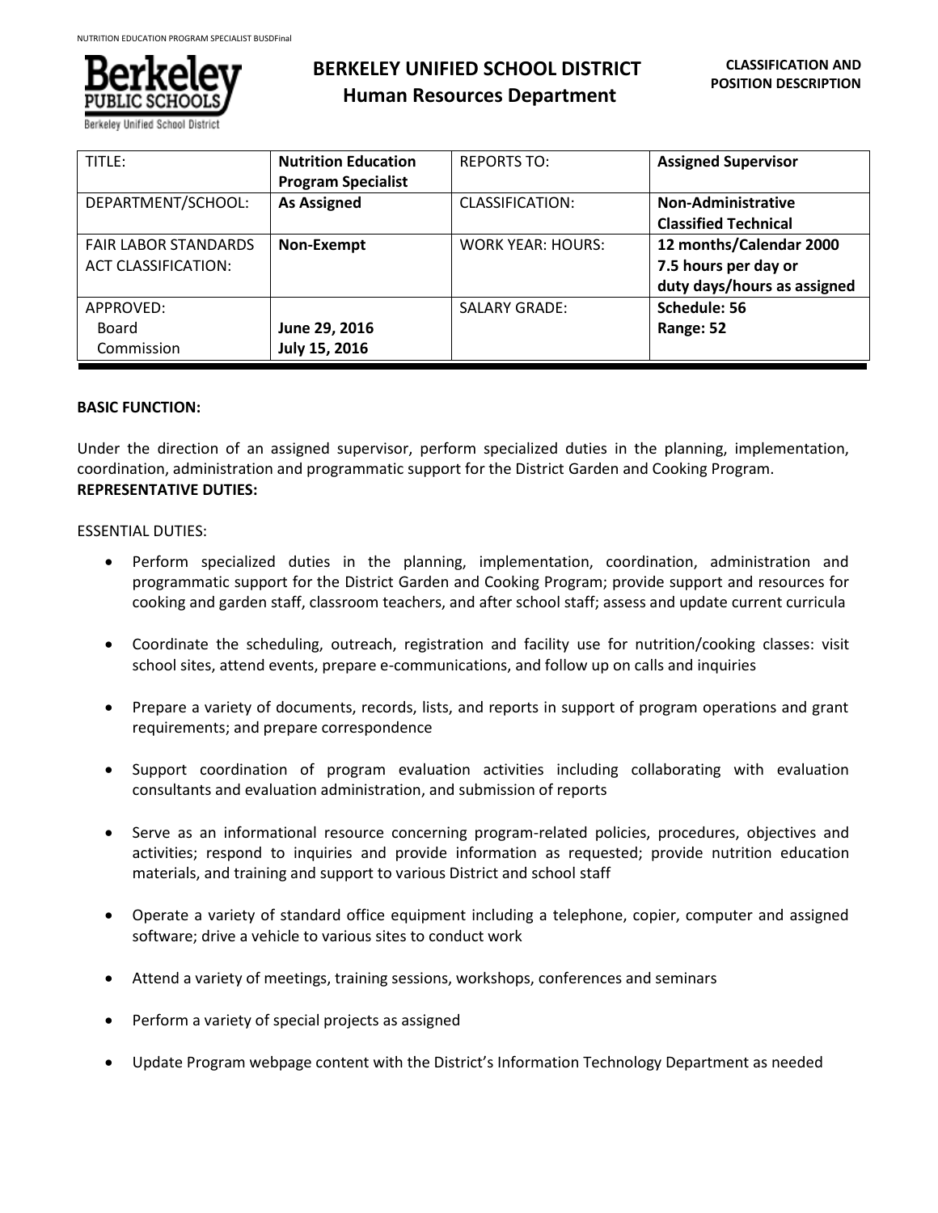# BERKELEY UNIFIED SCHOOL DISTRICT
## Human Resources Department

**CLASSIFICATION AND POSITION DESCRIPTION**

| TITLE: | **Nutrition Education Program Specialist** | REPORTS TO: | **Assigned Supervisor** |
|---|---|---|---|
| DEPARTMENT/SCHOOL: | **As Assigned** | CLASSIFICATION: | **Non-Administrative Classified Technical** |
| FAIR LABOR STANDARDS ACT CLASSIFICATION: | **Non-Exempt** | WORK YEAR: HOURS: | **12 months/Calendar 2000 7.5 hours per day or duty days/hours as assigned** |
| APPROVED: Board Commission | **June 29, 2016 July 15, 2016** | SALARY GRADE: | **Schedule: 56 Range: 52** |

**BASIC FUNCTION:**

Under the direction of an assigned supervisor, perform specialized duties in the planning, implementation, coordination, administration and programmatic support for the District Garden and Cooking Program.

**REPRESENTATIVE DUTIES:**

ESSENTIAL DUTIES:

- Perform specialized duties in the planning, implementation, coordination, administration and programmatic support for the District Garden and Cooking Program; provide support and resources for cooking and garden staff, classroom teachers, and after school staff; assess and update current curricula
- Coordinate the scheduling, outreach, registration and facility use for nutrition/cooking classes: visit school sites, attend events, prepare e-communications, and follow up on calls and inquiries
- Prepare a variety of documents, records, lists, and reports in support of program operations and grant requirements; and prepare correspondence
- Support coordination of program evaluation activities including collaborating with evaluation consultants and evaluation administration, and submission of reports
- Serve as an informational resource concerning program-related policies, procedures, objectives and activities; respond to inquiries and provide information as requested; provide nutrition education materials, and training and support to various District and school staff
- Operate a variety of standard office equipment including a telephone, copier, computer and assigned software; drive a vehicle to various sites to conduct work
- Attend a variety of meetings, training sessions, workshops, conferences and seminars
- Perform a variety of special projects as assigned
- Update Program webpage content with the District's Information Technology Department as needed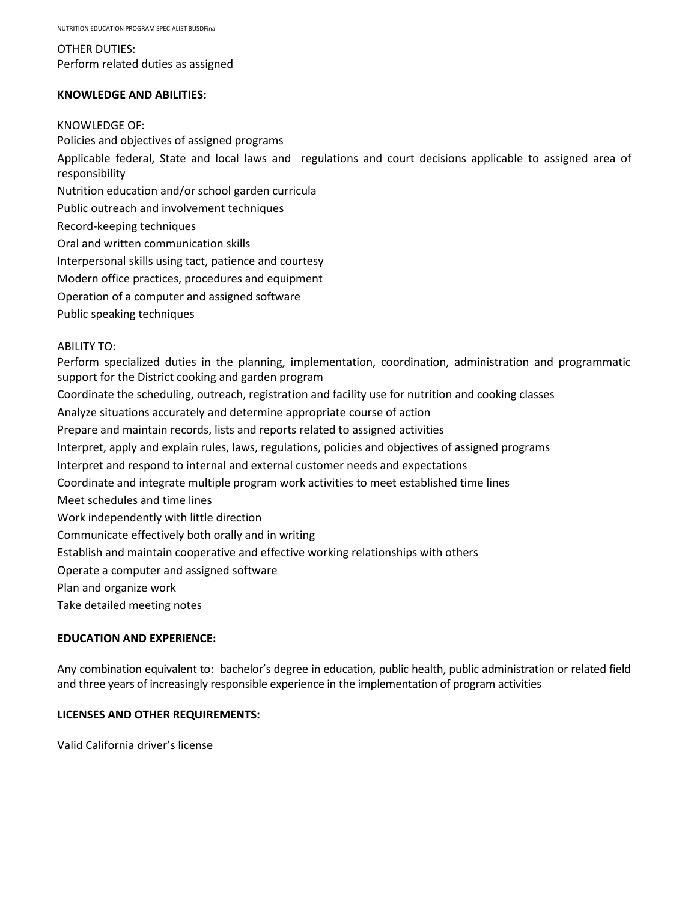OTHER DUTIES:
Perform related duties as assigned

**KNOWLEDGE AND ABILITIES:**

KNOWLEDGE OF:
Policies and objectives of assigned programs
Applicable federal, State and local laws and regulations and court decisions applicable to assigned area of responsibility
Nutrition education and/or school garden curricula
Public outreach and involvement techniques
Record-keeping techniques
Oral and written communication skills
Interpersonal skills using tact, patience and courtesy
Modern office practices, procedures and equipment
Operation of a computer and assigned software
Public speaking techniques

ABILITY TO:
Perform specialized duties in the planning, implementation, coordination, administration and programmatic support for the District cooking and garden program
Coordinate the scheduling, outreach, registration and facility use for nutrition and cooking classes
Analyze situations accurately and determine appropriate course of action
Prepare and maintain records, lists and reports related to assigned activities
Interpret, apply and explain rules, laws, regulations, policies and objectives of assigned programs
Interpret and respond to internal and external customer needs and expectations
Coordinate and integrate multiple program work activities to meet established time lines
Meet schedules and time lines
Work independently with little direction
Communicate effectively both orally and in writing
Establish and maintain cooperative and effective working relationships with others
Operate a computer and assigned software
Plan and organize work
Take detailed meeting notes

**EDUCATION AND EXPERIENCE:**

Any combination equivalent to: bachelor's degree in education, public health, public administration or related field and three years of increasingly responsible experience in the implementation of program activities

**LICENSES AND OTHER REQUIREMENTS:**

Valid California driver's license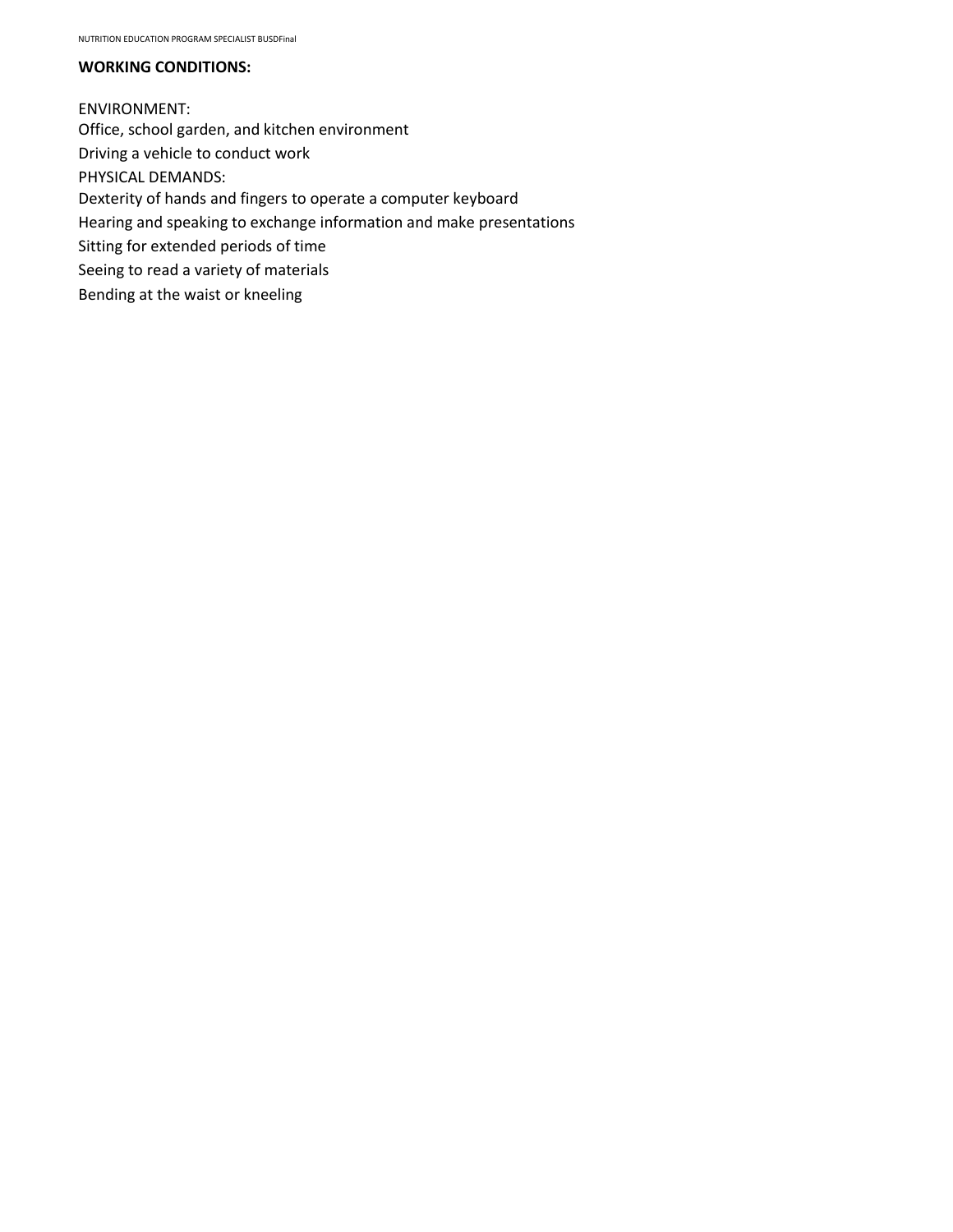**WORKING CONDITIONS:**

ENVIRONMENT:
Office, school garden, and kitchen environment
Driving a vehicle to conduct work

PHYSICAL DEMANDS:
Dexterity of hands and fingers to operate a computer keyboard
Hearing and speaking to exchange information and make presentations
Sitting for extended periods of time
Seeing to read a variety of materials
Bending at the waist or kneeling